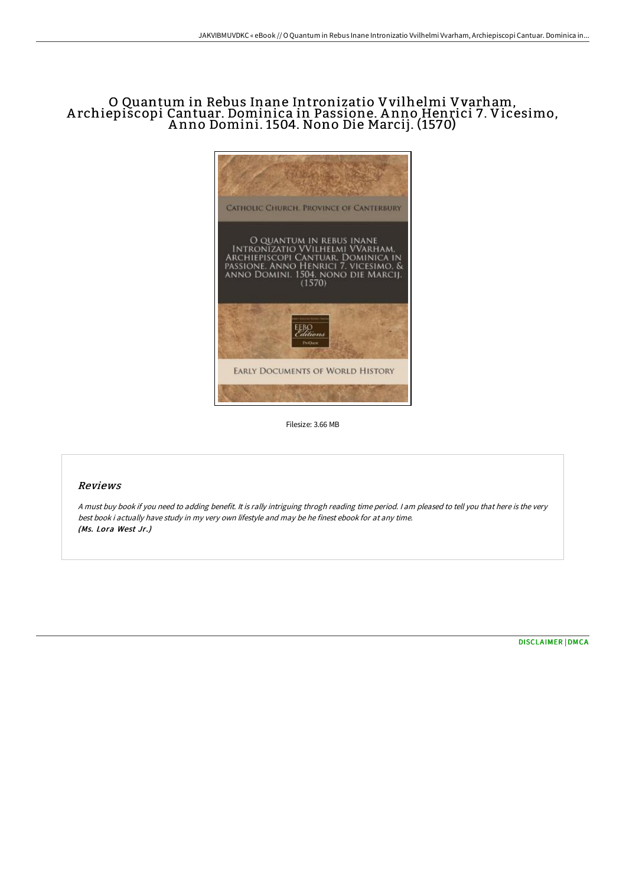# O Quantum in Rebus Inane Intronizatio Vvilhelmi Vvarham, Archiepiscopi Cantuar. Dominica in Passione. Anno Henrici 7. Vicesimo, Anno Domini. 1504. Nono Die Marcij. (1570)

Filesize: 3.66 MB

## Reviews

*A must buy book if you need to adding benefit. It is rally intriguing throgh reading time period. I am pleased to tell you that here is the very best book i actually have study in my very own lifestyle and may be he finest ebook for at any time.*
***(Ms. Lora West Jr.)***

DISCLAIMER | DMCA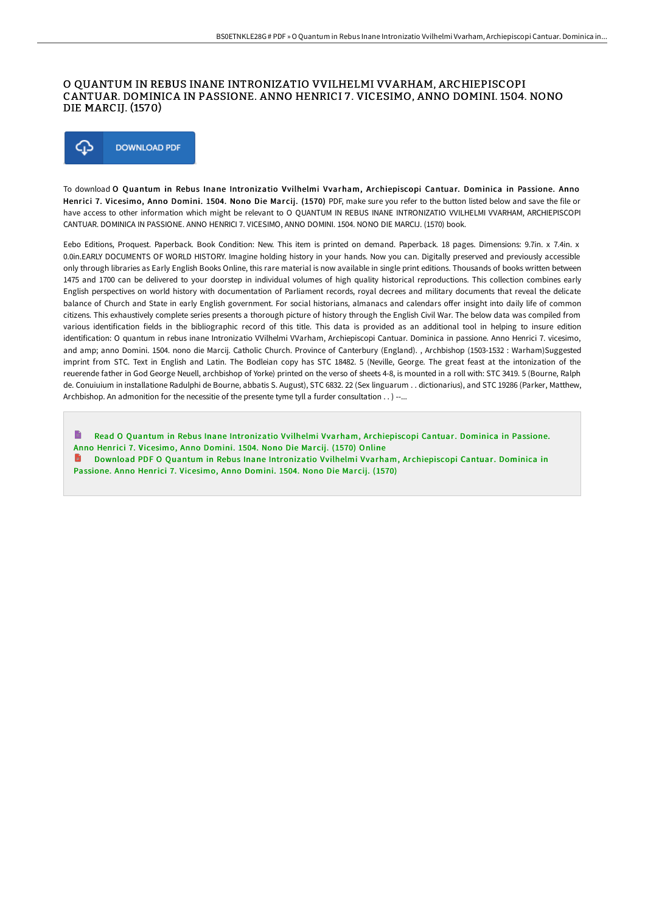# O QUANTUM IN REBUS INANE INTRONIZATIO VVILHELMI VVARHAM, ARCHIEPISCOPI CANTUAR. DOMINICA IN PASSIONE. ANNO HENRICI 7. VICESIMO, ANNO DOMINI. 1504. NONO DIE MARCIJ. (1570)

DOWNLOAD PDF

To download **O Quantum in Rebus Inane Intronizatio Vvilhelmi Vvarham, Archiepiscopi Cantuar. Dominica in Passione. Anno Henrici 7. Vicesimo, Anno Domini. 1504. Nono Die Marcij. (1570)** PDF, make sure you refer to the button listed below and save the file or have access to other information which might be relevant to O QUANTUM IN REBUS INANE INTRONIZATIO VVILHELMI VVARHAM, ARCHIEPISCOPI CANTUAR. DOMINICA IN PASSIONE. ANNO HENRICI 7. VICESIMO, ANNO DOMINI. 1504. NONO DIE MARCIJ. (1570) book.

Eebo Editions, Proquest. Paperback. Book Condition: New. This item is printed on demand. Paperback. 18 pages. Dimensions: 9.7in. x 7.4in. x 0.0in.EARLY DOCUMENTS OF WORLD HISTORY. Imagine holding history in your hands. Now you can. Digitally preserved and previously accessible only through libraries as Early English Books Online, this rare material is now available in single print editions. Thousands of books written between 1475 and 1700 can be delivered to your doorstep in individual volumes of high quality historical reproductions. This collection combines early English perspectives on world history with documentation of Parliament records, royal decrees and military documents that reveal the delicate balance of Church and State in early English government. For social historians, almanacs and calendars offer insight into daily life of common citizens. This exhaustively complete series presents a thorough picture of history through the English Civil War. The below data was compiled from various identification fields in the bibliographic record of this title. This data is provided as an additional tool in helping to insure edition identification: O quantum in rebus inane Intronizatio VVilhelmi VVarham, Archiepiscopi Cantuar. Dominica in passione. Anno Henrici 7. vicesimo, and amp; anno Domini. 1504. nono die Marcij. Catholic Church. Province of Canterbury (England). , Archbishop (1503-1532 : Warham)Suggested imprint from STC. Text in English and Latin. The Bodleian copy has STC 18482. 5 (Neville, George. The great feast at the intonization of the reuerende father in God George Neuell, archbishop of Yorke) printed on the verso of sheets 4-8, is mounted in a roll with: STC 3419. 5 (Bourne, Ralph de. Conuiuium in installatione Radulphi de Bourne, abbatis S. August), STC 6832. 22 (Sex linguarum . . dictionarius), and STC 19286 (Parker, Matthew, Archbishop. An admonition for the necessitie of the presente tyme tyll a furder consultation . . ) --...

Read O Quantum in Rebus Inane Intronizatio Vvilhelmi Vvarham, Archiepiscopi Cantuar. Dominica in Passione. Anno Henrici 7. Vicesimo, Anno Domini. 1504. Nono Die Marcij. (1570) Online

Download PDF O Quantum in Rebus Inane Intronizatio Vvilhelmi Vvarham, Archiepiscopi Cantuar. Dominica in Passione. Anno Henrici 7. Vicesimo, Anno Domini. 1504. Nono Die Marcij. (1570)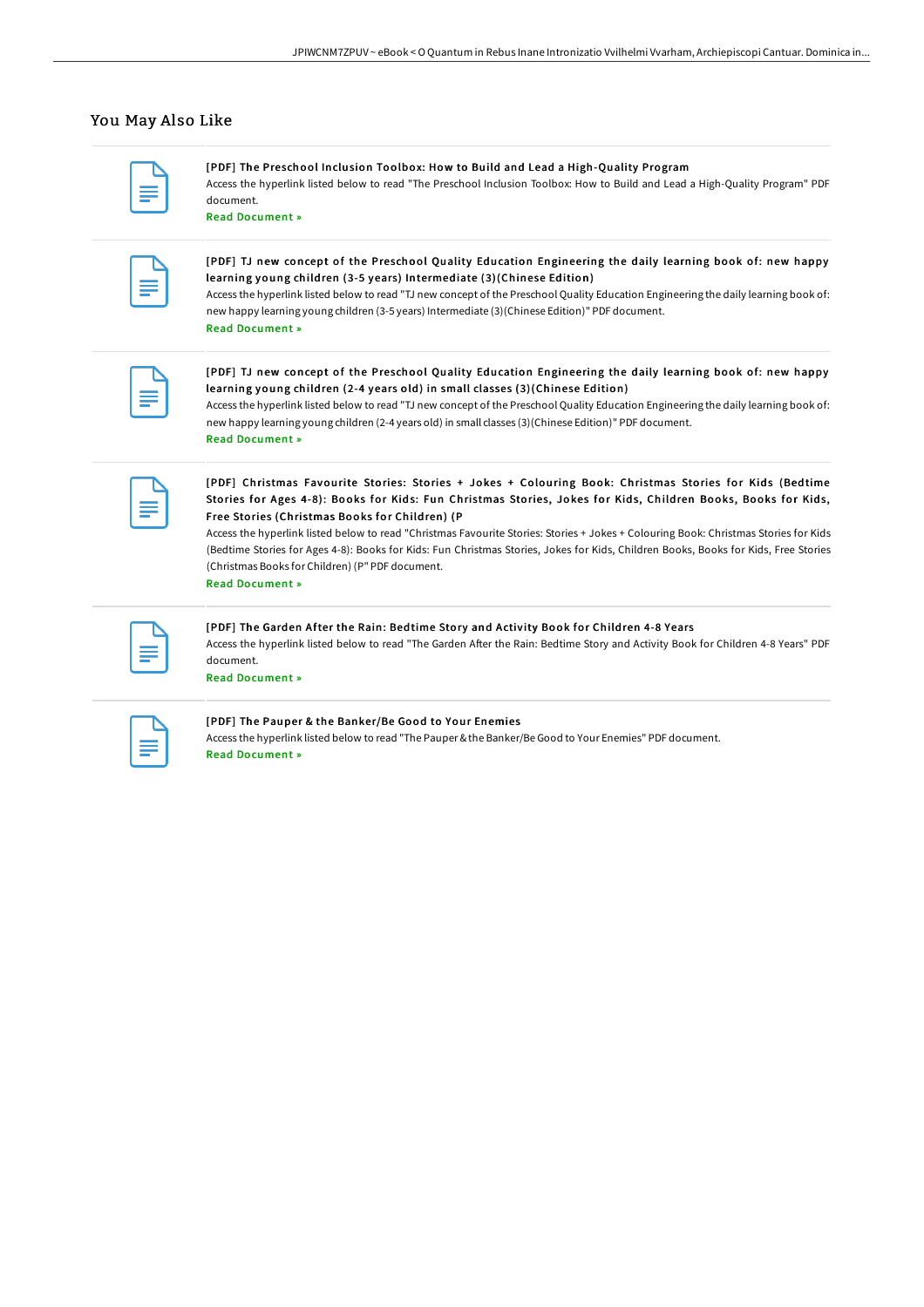## You May Also Like

**[PDF] The Preschool Inclusion Toolbox: How to Build and Lead a High-Quality Program**

Access the hyperlink listed below to read "The Preschool Inclusion Toolbox: How to Build and Lead a High-Quality Program" PDF document.

Read Document »

**[PDF] TJ new concept of the Preschool Quality Education Engineering the daily learning book of: new happy learning young children (3-5 years) Intermediate (3)(Chinese Edition)**

Access the hyperlink listed below to read "TJ new concept of the Preschool Quality Education Engineering the daily learning book of: new happy learning young children (3-5 years) Intermediate (3)(Chinese Edition)" PDF document.

Read Document »

**[PDF] TJ new concept of the Preschool Quality Education Engineering the daily learning book of: new happy learning young children (2-4 years old) in small classes (3)(Chinese Edition)**

Access the hyperlink listed below to read "TJ new concept of the Preschool Quality Education Engineering the daily learning book of: new happy learning young children (2-4 years old) in small classes (3)(Chinese Edition)" PDF document.

Read Document »

**[PDF] Christmas Favourite Stories: Stories + Jokes + Colouring Book: Christmas Stories for Kids (Bedtime Stories for Ages 4-8): Books for Kids: Fun Christmas Stories, Jokes for Kids, Children Books, Books for Kids, Free Stories (Christmas Books for Children) (P**

Access the hyperlink listed below to read "Christmas Favourite Stories: Stories + Jokes + Colouring Book: Christmas Stories for Kids (Bedtime Stories for Ages 4-8): Books for Kids: Fun Christmas Stories, Jokes for Kids, Children Books, Books for Kids, Free Stories (Christmas Books for Children) (P" PDF document.

Read Document »

**[PDF] The Garden After the Rain: Bedtime Story and Activity Book for Children 4-8 Years**

Access the hyperlink listed below to read "The Garden After the Rain: Bedtime Story and Activity Book for Children 4-8 Years" PDF document.

Read Document »

**[PDF] The Pauper & the Banker/Be Good to Your Enemies**

Access the hyperlink listed below to read "The Pauper & the Banker/Be Good to Your Enemies" PDF document.

Read Document »